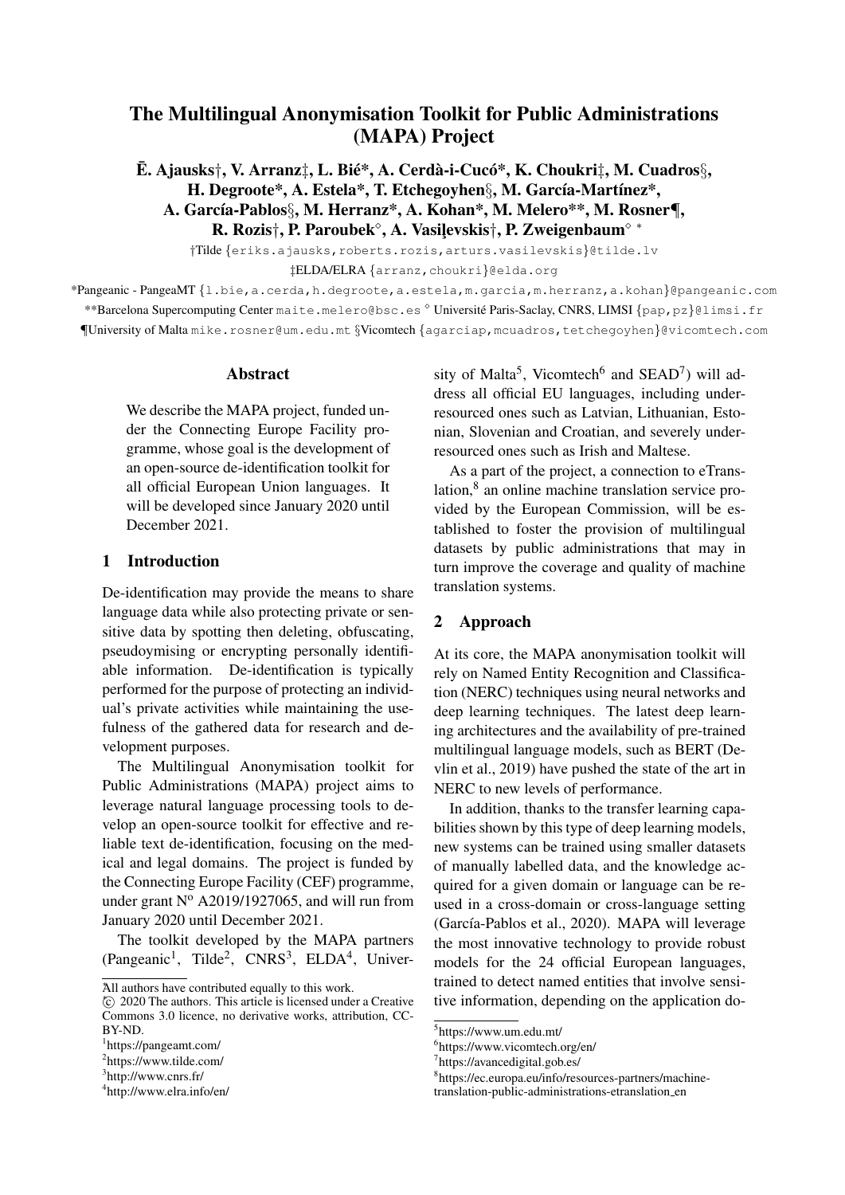# The Multilingual Anonymisation Toolkit for Public Administrations (MAPA) Project

**Ē. Ajausks†, V. Arranz‡, L. Bié*, A. Cerdà-i-Cucó*, K. Choukri‡, M. Cuadros§, H. Degroote*, A. Estela*, T. Etchegoyhen§, M. García-Martínez*, A. García-Pablos§, M. Herranz*, A. Kohan*, M. Melero**, M. Rosner¶, R. Rozis†, P. Paroubek◇, A. Vasiļevskis†, P. Zweigenbaum◇ ***

†Tilde {eriks.ajausks,roberts.rozis,arturs.vasilevskis}@tilde.lv

‡ELDA/ELRA {arranz,choukri}@elda.org

*Pangeanic - PangeaMT {l.bie,a.cerda,h.degroote,a.estela,m.garcia,m.herranz,a.kohan}@pangeanic.com

**Barcelona Supercomputing Center maite.melero@bsc.es ◇ Université Paris-Saclay, CNRS, LIMSI {pap,pz}@limsi.fr

¶University of Malta mike.rosner@um.edu.mt §Vicomtech {agarciap,mcuadros,tetchegoyhen}@vicomtech.com

## Abstract

We describe the MAPA project, funded under the Connecting Europe Facility programme, whose goal is the development of an open-source de-identification toolkit for all official European Union languages. It will be developed since January 2020 until December 2021.

## 1 Introduction

De-identification may provide the means to share language data while also protecting private or sensitive data by spotting then deleting, obfuscating, pseudoymising or encrypting personally identifiable information. De-identification is typically performed for the purpose of protecting an individual's private activities while maintaining the usefulness of the gathered data for research and development purposes.

The Multilingual Anonymisation toolkit for Public Administrations (MAPA) project aims to leverage natural language processing tools to develop an open-source toolkit for effective and reliable text de-identification, focusing on the medical and legal domains. The project is funded by the Connecting Europe Facility (CEF) programme, under grant Nº A2019/1927065, and will run from January 2020 until December 2021.

The toolkit developed by the MAPA partners (Pangeanic[1], Tilde[2], CNRS[3], ELDA[4], University of Malta[5], Vicomtech[6] and SEAD[7]) will address all official EU languages, including under-resourced ones such as Latvian, Lithuanian, Estonian, Slovenian and Croatian, and severely under-resourced ones such as Irish and Maltese.

As a part of the project, a connection to eTranslation,[8] an online machine translation service provided by the European Commission, will be established to foster the provision of multilingual datasets by public administrations that may in turn improve the coverage and quality of machine translation systems.

## 2 Approach

At its core, the MAPA anonymisation toolkit will rely on Named Entity Recognition and Classification (NERC) techniques using neural networks and deep learning techniques. The latest deep learning architectures and the availability of pre-trained multilingual language models, such as BERT (Devlin et al., 2019) have pushed the state of the art in NERC to new levels of performance.

In addition, thanks to the transfer learning capabilities shown by this type of deep learning models, new systems can be trained using smaller datasets of manually labelled data, and the knowledge acquired for a given domain or language can be reused in a cross-domain or cross-language setting (García-Pablos et al., 2020). MAPA will leverage the most innovative technology to provide robust models for the 24 official European languages, trained to detect named entities that involve sensitive information, depending on the application do-

*All authors have contributed equally to this work.

© 2020 The authors. This article is licensed under a Creative Commons 3.0 licence, no derivative works, attribution, CC-BY-ND.

[1]https://pangeamt.com/

[2]https://www.tilde.com/

[3]http://www.cnrs.fr/

[4]http://www.elra.info/en/

[5]https://www.um.edu.mt/

[6]https://www.vicomtech.org/en/

[7]https://avancedigital.gob.es/

[8]https://ec.europa.eu/info/resources-partners/machine-translation-public-administrations-etranslation_en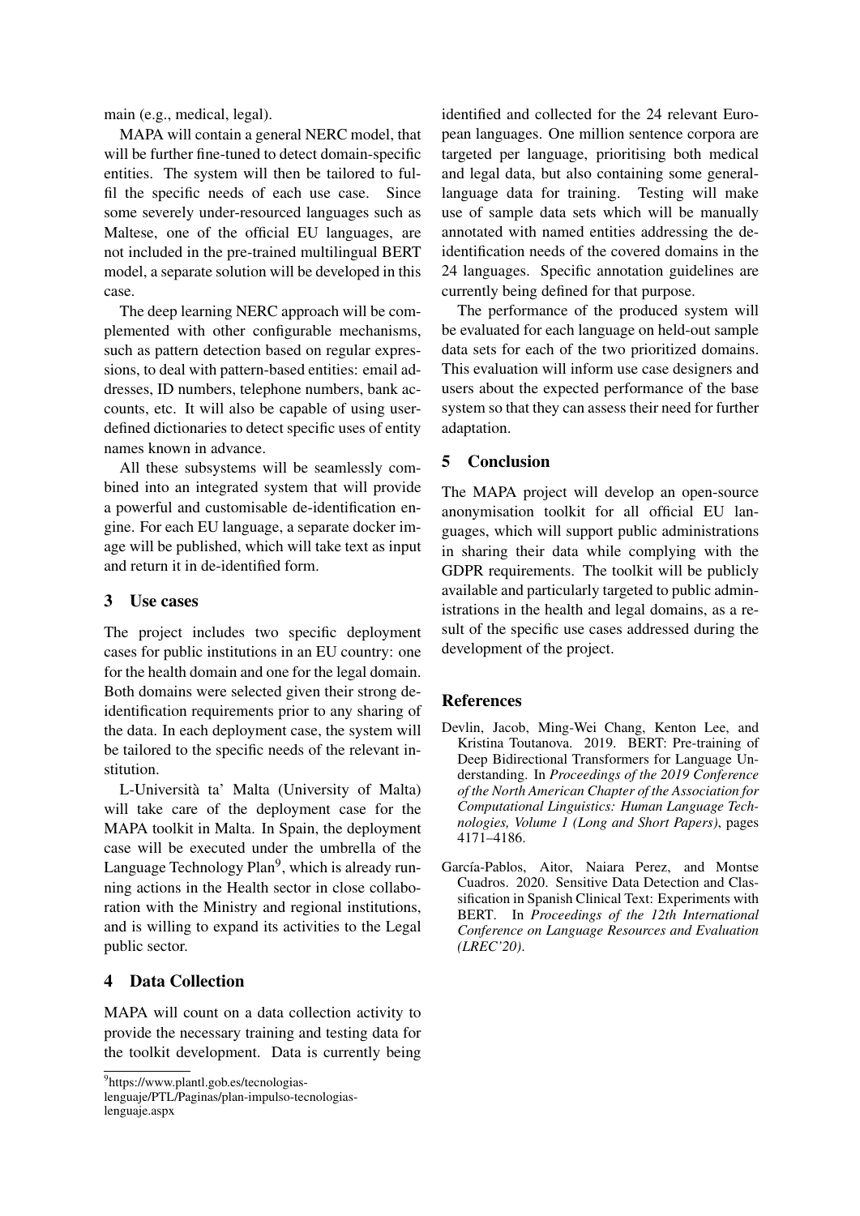main (e.g., medical, legal).

MAPA will contain a general NERC model, that will be further fine-tuned to detect domain-specific entities. The system will then be tailored to fulfil the specific needs of each use case. Since some severely under-resourced languages such as Maltese, one of the official EU languages, are not included in the pre-trained multilingual BERT model, a separate solution will be developed in this case.

The deep learning NERC approach will be complemented with other configurable mechanisms, such as pattern detection based on regular expressions, to deal with pattern-based entities: email addresses, ID numbers, telephone numbers, bank accounts, etc. It will also be capable of using user-defined dictionaries to detect specific uses of entity names known in advance.

All these subsystems will be seamlessly combined into an integrated system that will provide a powerful and customisable de-identification engine. For each EU language, a separate docker image will be published, which will take text as input and return it in de-identified form.

## 3 Use cases

The project includes two specific deployment cases for public institutions in an EU country: one for the health domain and one for the legal domain. Both domains were selected given their strong de-identification requirements prior to any sharing of the data. In each deployment case, the system will be tailored to the specific needs of the relevant institution.

L-Università ta' Malta (University of Malta) will take care of the deployment case for the MAPA toolkit in Malta. In Spain, the deployment case will be executed under the umbrella of the Language Technology Plan[9], which is already running actions in the Health sector in close collaboration with the Ministry and regional institutions, and is willing to expand its activities to the Legal public sector.

## 4 Data Collection

MAPA will count on a data collection activity to provide the necessary training and testing data for the toolkit development. Data is currently being identified and collected for the 24 relevant European languages. One million sentence corpora are targeted per language, prioritising both medical and legal data, but also containing some general-language data for training. Testing will make use of sample data sets which will be manually annotated with named entities addressing the de-identification needs of the covered domains in the 24 languages. Specific annotation guidelines are currently being defined for that purpose.

The performance of the produced system will be evaluated for each language on held-out sample data sets for each of the two prioritized domains. This evaluation will inform use case designers and users about the expected performance of the base system so that they can assess their need for further adaptation.

## 5 Conclusion

The MAPA project will develop an open-source anonymisation toolkit for all official EU languages, which will support public administrations in sharing their data while complying with the GDPR requirements. The toolkit will be publicly available and particularly targeted to public administrations in the health and legal domains, as a result of the specific use cases addressed during the development of the project.

## References

Devlin, Jacob, Ming-Wei Chang, Kenton Lee, and Kristina Toutanova. 2019. BERT: Pre-training of Deep Bidirectional Transformers for Language Understanding. In *Proceedings of the 2019 Conference of the North American Chapter of the Association for Computational Linguistics: Human Language Technologies, Volume 1 (Long and Short Papers)*, pages 4171–4186.

García-Pablos, Aitor, Naiara Perez, and Montse Cuadros. 2020. Sensitive Data Detection and Classification in Spanish Clinical Text: Experiments with BERT. In *Proceedings of the 12th International Conference on Language Resources and Evaluation (LREC'20)*.

[9] https://www.plantl.gob.es/tecnologias-lenguaje/PTL/Paginas/plan-impulso-tecnologias-lenguaje.aspx